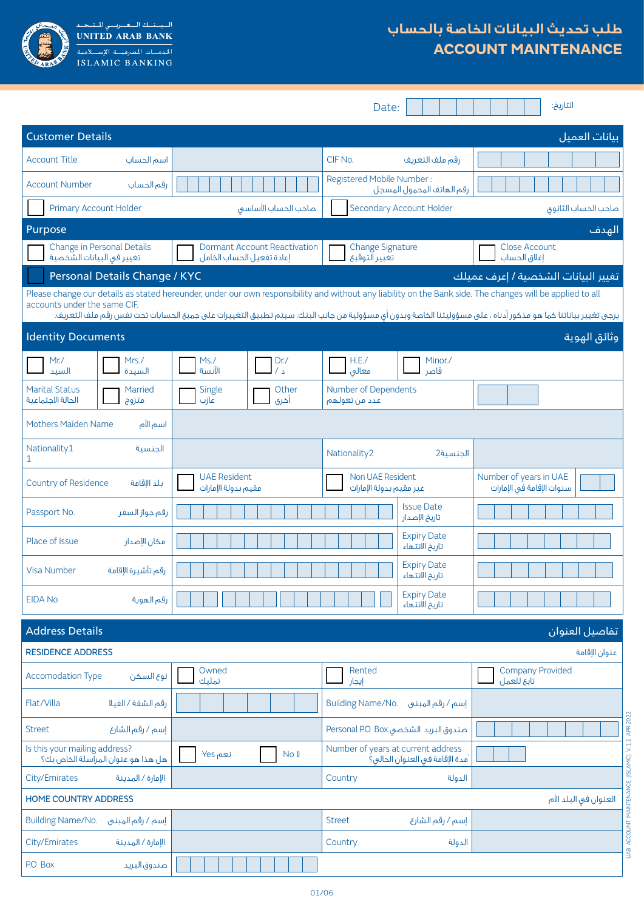**UNITED ARAB BANK**
البنك العربي المتحد
الخدمات المصرفية الإسلامية
ISLAMIC BANKING

# طلب تحديث البيانات الخاصة بالحساب
# ACCOUNT MAINTENANCE

Date: ☐☐☐☐☐☐☐☐ :التاريخ

## Customer Details — بيانات العميل

| | | | |
|---|---|---|---|
| Account Title اسم الحساب | | CIF No. رقم ملف التعريف | |
| Account Number رقم الحساب | | Registered Mobile Number : رقم الهاتف المحمول المسجل | |
| ☐ Primary Account Holder صاحب الحساب الأساسي | | ☐ Secondary Account Holder صاحب الحساب الثانوي | |

## Purpose — الهدف

| | | | |
|---|---|---|---|
| ☐ Change in Personal Details تغيير في البيانات الشخصية | ☐ Dormant Account Reactivation إعادة تفعيل الحساب الخامل | ☐ Change Signature تغيير التوقيع | ☐ Close Account إغلاق الحساب |

## ☐ Personal Details Change / KYC — تغيير البيانات الشخصية / إعرف عميلك

Please change our details as stated hereunder, under our own responsibility and without any liability on the Bank side. The changes will be applied to all accounts under the same CIF.

يرجى تغيير بياناتنا كما هو مذكور أدناه ، على مسؤوليتنا الخاصة وبدون أي مسؤولية من جانب البنك. سيتم تطبيق التغييرات على جميع الحسابات تحت نفس رقم ملف التعريف.

## Identity Documents — وثائق الهوية

| | | | | | |
|---|---|---|---|---|---|
| ☐ Mr./ السيد | ☐ Mrs./ السيدة | ☐ Ms./ الآنسة | ☐ Dr./ د / | ☐ H.E./ معالي | ☐ Minor./ قاصر |
| Marital Status الحالة الاجتماعية | ☐ Married متزوج | ☐ Single عازب | ☐ Other أخرى | Number of Dependents عدد من تعولهم | |

| | | | |
|---|---|---|---|
| Mothers Maiden Name اسم الأم | | | |
| Nationality1 الجنسية 1 | | Nationality2 الجنسية2 | |
| Country of Residence بلد الإقامة | ☐ UAE Resident مقيم بدولة الإمارات | ☐ Non UAE Resident غير مقيم بدولة الإمارات | Number of years in UAE سنوات الإقامة في الإمارات |
| Passport No. رقم جواز السفر | | Issue Date تاريخ الإصدار | |
| Place of Issue مكان الإصدار | | Expiry Date تاريخ الانتهاء | |
| Visa Number رقم تأشيرة الإقامة | | Expiry Date تاريخ الانتهاء | |
| EIDA No رقم الهوية | | Expiry Date تاريخ الانتهاء | |

## Address Details — تفاصيل العنوان

### RESIDENCE ADDRESS — عنوان الإقامة

| | | | |
|---|---|---|---|
| Accomodation Type نوع السكن | ☐ Owned تمليك | ☐ Rented إيجار | ☐ Company Provided تابع للعمل |
| Flat/Villa رقم الشقة / الفيلا | | Building Name/No. إسم / رقم المبنى | |
| Street إسم / رقم الشارع | | Personal P.O Box صندوق البريد الشخصي | |
| Is this your mailing address? هل هذا هو عنوان المراسلة الخاص بك؟ | ☐ Yes نعم ☐ No لا | Number of years at current address مدة الإقامة في العنوان الحالي؟ | |
| City/Emirates الإمارة / المدينة | | Country الدولة | |

### HOME COUNTRY ADDRESS — العنوان في البلد الأم

| | | | |
|---|---|---|---|
| Building Name/No. إسم / رقم المبنى | | Street إسم / رقم الشارع | |
| City/Emirates الإمارة / المدينة | | Country الدولة | |
| P.O Box صندوق البريد | | | |

UAB ACCOUNT MAINTENANCE (ISLAMIC) V 1.1 APR 2022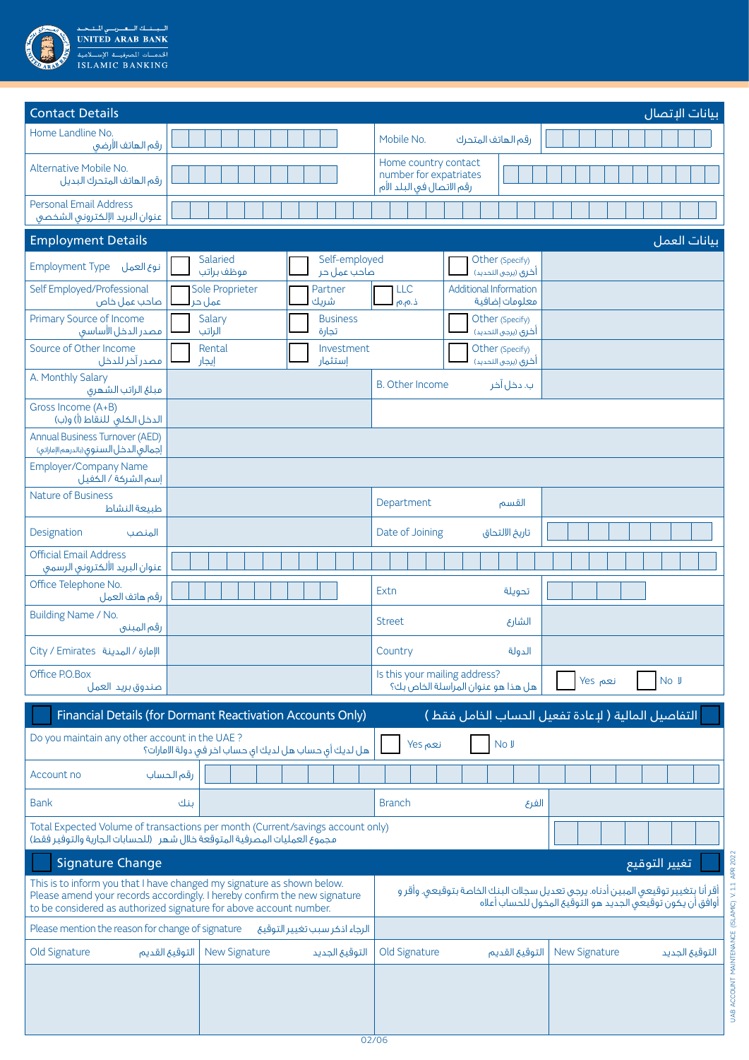## Contact Details — بيانات الإتصال

| | | | |
|---|---|---|---|
| Home Landline No. رقم الهاتف الأرضي | | Mobile No. رقم الهاتف المتحرك | |
| Alternative Mobile No. رقم الهاتف المتحرك البديل | | Home country contact number for expatriates رقم الاتصال في البلد الأم | |
| Personal Email Address عنوان البريد الإلكتروني الشخصي | | | |

## Employment Details — بيانات العمل

| | | | | |
|---|---|---|---|---|
| Employment Type نوع العمل | ☐ Salaried موظف براتب | ☐ Self-employed صاحب عمل حر | ☐ Other (Specify) أخرى (يرجى التحديد) | |
| Self Employed/Professional صاحب عمل خاص | ☐ Sole Proprieter عمل حر | ☐ Partner شريك ☐ LLC ذ.م.م | Additional Information معلومات إضافية | |
| Primary Source of Income مصدر الدخل الأساسي | ☐ Salary الراتب | ☐ Business تجارة | ☐ Other (Specify) أخرى (يرجى التحديد) | |
| Source of Other Income مصدر آخر للدخل | ☐ Rental إيجار | ☐ Investment إستثمار | ☐ Other (Specify) أخرى (يرجى التحديد) | |
| A. Monthly Salary مبلغ الراتب الشهري | | B. Other Income ب. دخل آخر | | |
| Gross Income (A+B) الدخل الكلي للنقاط (أ) و(ب) | | | | |
| Annual Business Turnover (AED) إجمالي الدخل السنوي (بالدرهم الإماراتي) | | | | |
| Employer/Company Name إسم الشركة / الكفيل | | | | |
| Nature of Business طبيعة النشاط | | Department القسم | | |
| Designation المنصب | | Date of Joining تاريخ الالتحاق | | |
| Official Email Address عنوان البريد الألكتروني الرسمي | | | | |
| Office Telephone No. رقم هاتف العمل | | Extn تحويلة | | |
| Building Name / No. رقم المبنى | | Street الشارع | | |
| City / Emirates الإمارة / المدينة | | Country الدولة | | |
| Office P.O.Box صندوق بريد العمل | | Is this your mailing address? هل هذا هو عنوان المراسلة الخاص بك؟ | ☐ Yes نعم | ☐ No لا |

## ☐ Financial Details (for Dormant Reactivation Accounts Only) — التفاصيل المالية ( لإعادة تفعيل الحساب الخامل فقط )

| | | | |
|---|---|---|---|
| Do you maintain any other account in the UAE ? هل لديك أي حساب هل لديك اي حساب اخر في دولة الامارات؟ | ☐ Yes نعم | ☐ No لا | |
| Account no رقم الحساب | | | |
| Bank بنك | | Branch الفرع | |
| Total Expected Volume of transactions per month (Current/savings account only) مجموع العمليات المصرفية المتوقعة خلال شهر (للحسابات الجارية والتوفير فقط) | | | |

## ☐ Signature Change — تغيير التوقيع

This is to inform you that I have changed my signature as shown below. Please amend your records accordingly. I hereby confirm the new signature to be considered as authorized signature for above account number.

أقر أنا بتغيير توقيعي المبين أدناه. يرجى تعديل سجلات البنك الخاصة بتوقيعي. وأقر و أوافق أن يكون توقيعي الجديد هو التوقيع المخول للحساب أعلاه

| | | | |
|---|---|---|---|
| Please mention the reason for change of signature الرجاء اذكر سبب تغيير التوقيع | | | |
| Old Signature التوقيع القديم | New Signature التوقيع الجديد | Old Signature التوقيع القديم | New Signature التوقيع الجديد |
| | | | |

UAB ACCOUNT MAINTENANCE (ISLAMIC) V 1.1 APR 2022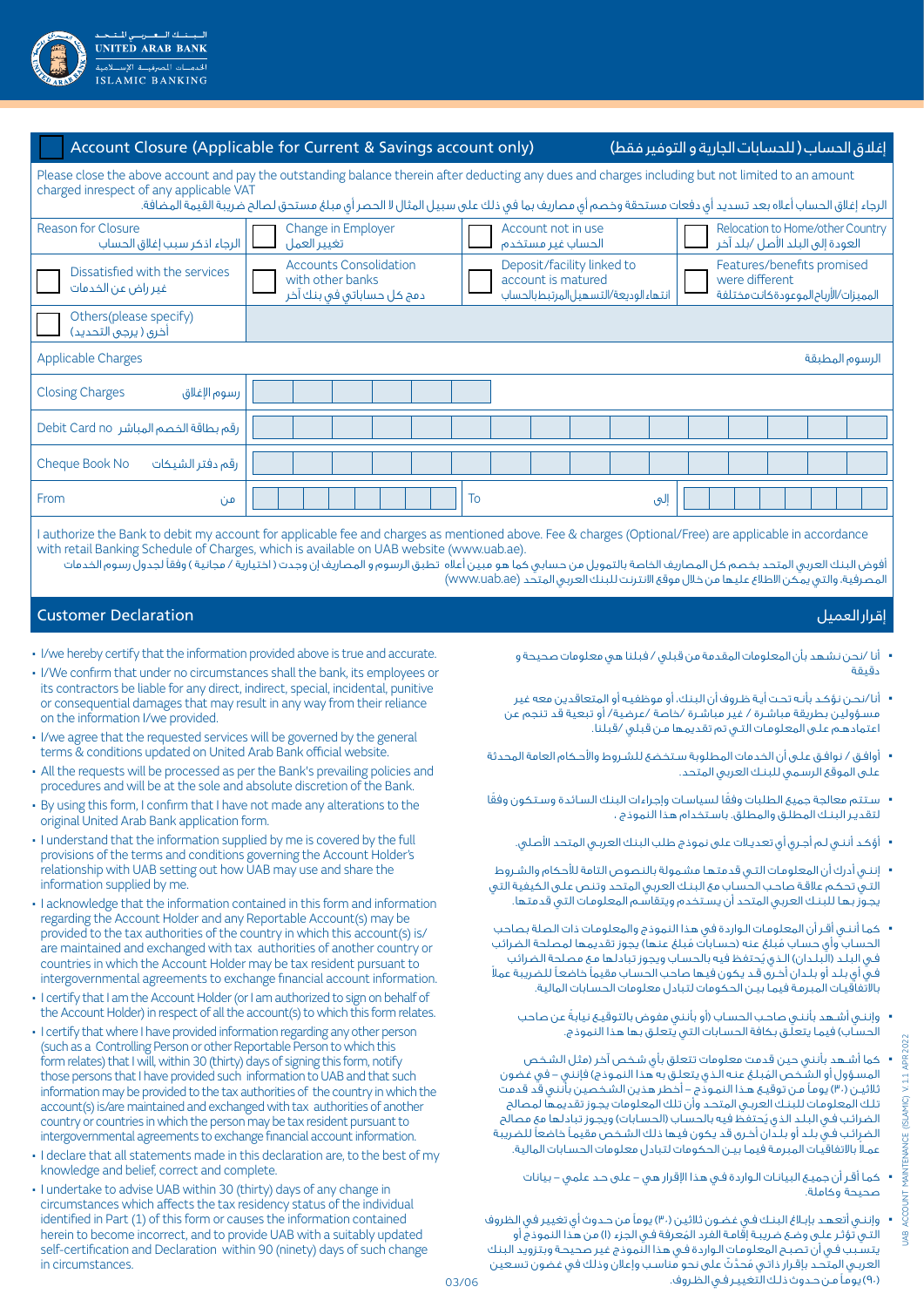UNITED ARAB BANK
الـبـنـك الـعـربـي الـمـتـحـد
ISLAMIC BANKING
الخدمات المصرفية الإسلامية

## Account Closure (Applicable for Current & Savings account only) — إغلاق الحساب ( للحسابات الجارية و التوفير فقط)

Please close the above account and pay the outstanding balance therein after deducting any dues and charges including but not limited to an amount charged inrespect of any applicable VAT

الرجاء إغلاق الحساب أعلاه بعد تسديد أي دفعات مستحقة وخصم أي مصاريف بما في ذلك على سبيل المثال لا الحصر أي مبلغ مستحق لصالح ضريبة القيمة المضافة.

| Reason for Closure الرجاء اذكر سبب إغلاق الحساب | ☐ Change in Employer تغيير العمل | ☐ Account not in use الحساب غير مستخدم | ☐ Relocation to Home/other Country العودة إلى البلد الأصل /بلد آخر |
|---|---|---|---|
| ☐ Dissatisfied with the services غير راض عن الخدمات | ☐ Accounts Consolidation with other banks دمج كل حساباتي في بنك آخر | ☐ Deposit/facility linked to account is matured انتهاء الوديعة/التسهيل المرتبط بالحساب | ☐ Features/benefits promised were different المميزات/الأرباح الموعودة كانت مختلفة |
| ☐ Others(please specify) أخرى ( يرجى التحديد) | | | |

| Applicable Charges | الرسوم المطبقة |
|---|---|
| Closing Charges رسوم الإغلاق | |
| Debit Card no رقم بطاقة الخصم المباشر | |
| Cheque Book No رقم دفتر الشيكات | |
| From من | To إلى |

I authorize the Bank to debit my account for applicable fee and charges as mentioned above. Fee & charges (Optional/Free) are applicable in accordance with retail Banking Schedule of Charges, which is available on UAB website (www.uab.ae).

أفوض البنك العربي المتحد بخصم كل المصاريف الخاصة بالتمويل من حسابي كما هو مبين أعلاه تطبق الرسوم و المصاريف إن وجدت ( اختيارية / مجانية ) وفقاً لجدول رسوم الخدمات المصرفية، والتي يمكن الاطلاع عليها من خلال موقع الانترنت للبنك العربي المتحد (www.uab.ae)

## Customer Declaration — إقرار العميل

- I/we hereby certify that the information provided above is true and accurate.
- I/We confirm that under no circumstances shall the bank, its employees or its contractors be liable for any direct, indirect, special, incidental, punitive or consequential damages that may result in any way from their reliance on the information I/we provided.
- I/We agree that the requested services will be governed by the general terms & conditions updated on United Arab Bank official website.
- All the requests will be processed as per the Bank's prevailing policies and procedures and will be at the sole and absolute discretion of the Bank.
- By using this form, I confirm that I have not made any alterations to the original United Arab Bank application form.
- I understand that the information supplied by me is covered by the full provisions of the terms and conditions governing the Account Holder's relationship with UAB setting out how UAB may use and share the information supplied by me.
- I acknowledge that the information contained in this form and information regarding the Account Holder and any Reportable Account(s) may be provided to the tax authorities of the country in which this account(s) is/ are maintained and exchanged with tax authorities of another country or countries in which the Account Holder may be tax resident pursuant to intergovernmental agreements to exchange financial account information.
- I certify that I am the Account Holder (or I am authorized to sign on behalf of the Account Holder) in respect of all the account(s) to which this form relates.
- I certify that where I have provided information regarding any other person (such as a Controlling Person or other Reportable Person to which this form relates) that I will, within 30 (thirty) days of signing this form, notify those persons that I have provided such information to UAB and that such information may be provided to the tax authorities of the country in which the account(s) is/are maintained and exchanged with tax authorities of another country or countries in which the person may be tax resident pursuant to intergovernmental agreements to exchange financial account information.
- I declare that all statements made in this declaration are, to the best of my knowledge and belief, correct and complete.
- I undertake to advise UAB within 30 (thirty) days of any change in circumstances which affects the tax residency status of the individual identified in Part (1) of this form or causes the information contained herein to become incorrect, and to provide UAB with a suitably updated self-certification and Declaration within 90 (ninety) days of such change in circumstances.

- أنا /نحن نشهد بأن المعلومات المقدمة من قبلي / قبلنا هي معلومات صحيحة و دقيقة
- أنا/نحن نؤكد بأنه تحت أية ظروف أن البنك، أو موظفيه أو المتعاقدين معه غير مسؤولين بطريقة مباشرة / غير مباشرة /خاصة /عرضية/ أو تبعية قد تنجم عن اعتمادهم على المعلومات التي تم تقديمها من قبلي /قبلنا.
- أوافق / نوافق على أن الخدمات المطلوبة ستخضع للشروط والأحكام العامة المحدثة على الموقع الرسمي للبنك العربي المتحد.
- ستتم معالجة جميع الطلبات وفقًا لسياسات وإجراءات البنك السائدة وستكون وفقًا لتقدير البنك المطلق والمطلق. باستخدام هذا النموذج ،
- أؤكد أنني لم أجري أي تعديلات على نموذج طلب البنك العربي المتحد الأصلي.
- إنني أدرك أن المعلومات التي قدمتها مشمولة بالنصوص التامة للأحكام والشروط التي تحكم علاقة صاحب الحساب مع البنك العربي المتحد وتنص على الكيفية التي يجوز بها للبنك العربي المتحد أن يستخدم ويتقاسم المعلومات التي قدمتها.
- كما أنني أقر أن المعلومات الواردة في هذا النموذج والمعلومات ذات الصلة بصاحب الحساب وأي حساب مُبلغ عنه (حسابات مُبلغ عنها) يجوز تقديمها لمصلحة الضرائب في البلد (البلدان) الذي يُحتفظ فيه بالحساب ويجوز تبادلها مع مصلحة الضرائب في أي بلد أو بلدان أخرى قد يكون فيها صاحب الحساب مقيماً خاضعاً للضريبة عملاً بالاتفاقيات المبرمة فيما بين الحكومات لتبادل معلومات الحسابات المالية.
- وإنني أشهد بأنني صاحب الحساب (أو بأنني مفوض بالتوقيع نيابةً عن صاحب الحساب) فيما يتعلق بكافة الحسابات التي يتعلق بها هذا النموذج.
- كما أشهد بأنني حين قدمت معلومات تتعلق بأي شخص آخر (مثل الشخص المسؤول أو الشخص المُبلغ عنه الذي يتعلق به هذا النموذج) فإنني – في غضون ثلاثين (٣٠) يوماً من توقيع هذا النموذج – أخطر هذين الشخصين بأنني قد قدمت تلك المعلومات للبنك العربي المتحد وأن تلك المعلومات يجوز تقديمها لمصالح الضرائب في البلد الذي يُحتفظ فيه بالحساب (الحسابات) ويجوز تبادلها مع مصالح الضرائب في بلد أو بلدان أخرى قد يكون فيها ذلك الشخص مقيماً خاضعاً للضريبة عملاً بالاتفاقيات المبرمة فيما بين الحكومات لتبادل معلومات الحسابات المالية.
- كما أقر أن جميع البيانات الواردة في هذا الإقرار هي – على حد علمي – بيانات صحيحة وكاملة.
- وإنني أتعهد بإبلاغ البنك في غضون ثلاثين (٣٠) يوماً من حدوث أي تغيير في الظروف التي تؤثر على وضع ضريبة إقامة الفرد المُعرفة في الجزء (١) من هذا النموذج أو يتسبب في أن تصبح المعلومات الواردة في هذا النموذج غير صحيحة وبتزويد البنك العربي المتحد بإقرار ذاتي مُحدّث على نحو مناسب وإعلان وذلك في غضون تسعين (٩٠) يوماً من حدوث ذلك التغيير في الظروف.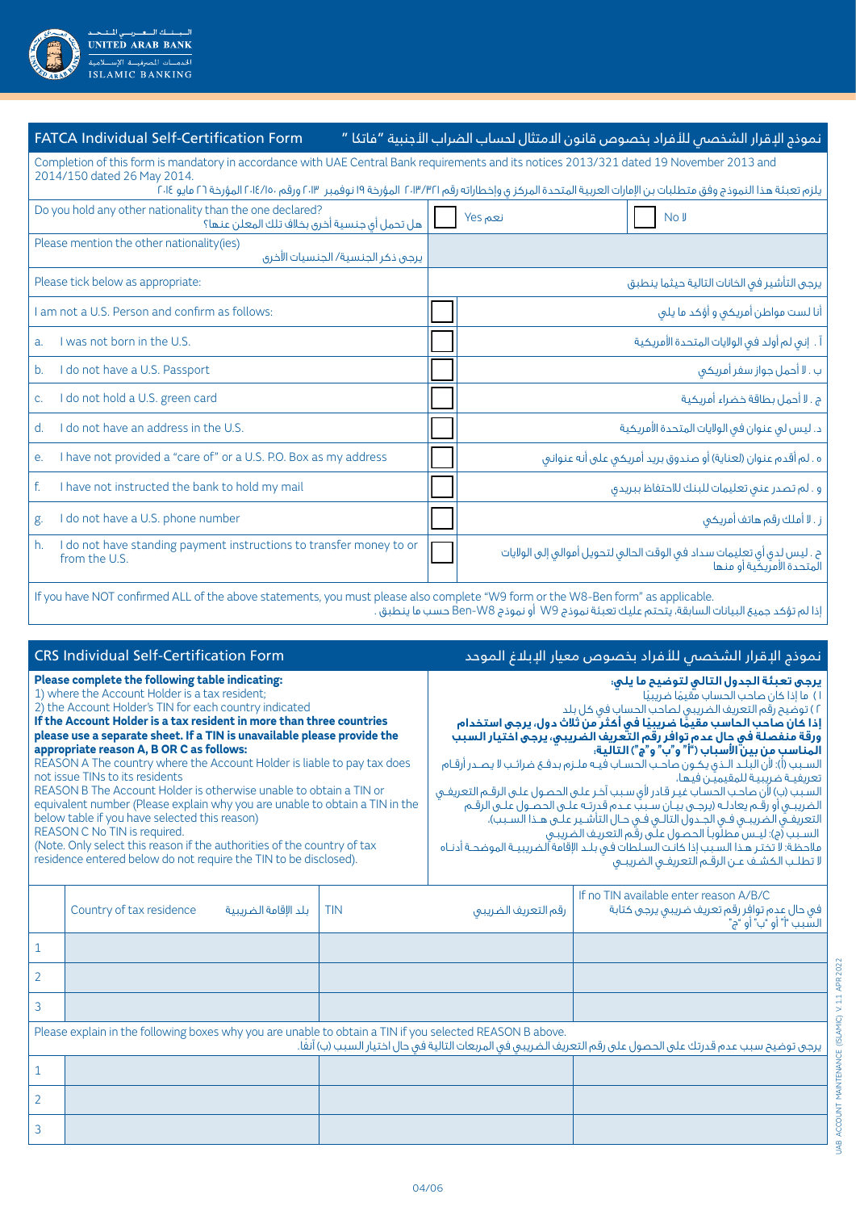## FATCA Individual Self-Certification Form | نموذج الإقرار الشخصي للأفراد بخصوص قانون الامتثال لحساب الضرائب الأجنبية "فاتكا"

Completion of this form is mandatory in accordance with UAE Central Bank requirements and its notices 2013/321 dated 19 November 2013 and 2014/150 dated 26 May 2014.

يلزم تعبئة هذا النموذج وفق متطلبات بن الإمارات العربية المتحدة المركزي وإخطاراته رقم ٢٠١٣/٣٢١ المؤرخة ١٩ نوفمبر ٢٠١٣ ورقم ٢٠١٤/١٥٠ المؤرخة ٢٦ مايو ٢٠١٤

| Do you hold any other nationality than the one declared? هل تحمل أي جنسية أخرى بخلاف تلك المعلن عنها؟ | ☐ Yes نعم | ☐ No لا |
|---|---|---|
| Please mention the other nationality(ies) يرجى ذكر الجنسية/ الجنسيات الأخرى | | |

Please tick below as appropriate: | يرجى التأشير في الخانات التالية حيثما ينطبق

| | English | ☐ | العربية |
|---|---|---|---|
| | I am not a U.S. Person and confirm as follows: | ☐ | أنا لست مواطن أمريكي و أؤكد ما يلي |
| a. | I was not born in the U.S. | ☐ | أ . إنني لم أولد في الولايات المتحدة الأمريكية |
| b. | I do not have a U.S. Passport | ☐ | ب . لا أحمل جواز سفر أمريكي |
| c. | I do not hold a U.S. green card | ☐ | ج . لا أحمل بطاقة خضراء أمريكية |
| d. | I do not have an address in the U.S. | ☐ | د . ليس لي عنوان في الولايات المتحدة الأمريكية |
| e. | I have not provided a "care of" or a U.S. P.O. Box as my address | ☐ | ه . لم أقدم عنوان (لعناية) أو صندوق بريد أمريكي على أنه عنواني |
| f. | I have not instructed the bank to hold my mail | ☐ | و . لم تصدر عني تعليمات للبنك للاحتفاظ ببريدي |
| g. | I do not have a U.S. phone number | ☐ | ز . لا أملك رقم هاتف أمريكي |
| h. | I do not have standing payment instructions to transfer money to or from the U.S. | ☐ | ح . ليس لدي أي تعليمات سداد في الوقت الحالي لتحويل أموالي إلى الولايات المتحدة الأمريكية أو منها |

If you have NOT confirmed ALL of the above statements, you must please also complete "W9 form or the W8-Ben form" as applicable.

إذا لم تؤكد جميع البيانات السابقة، يتحتم عليك تعبئة نموذج W9 أو نموذج Ben-W8 حسب ما ينطبق .

## CRS Individual Self-Certification Form | نموذج الإقرار الشخصي للأفراد بخصوص معيار الإبلاغ الموحد

**Please complete the following table indicating:**
1) where the Account Holder is a tax resident;
2) the Account Holder's TIN for each country indicated
**If the Account Holder is a tax resident in more than three countries please use a separate sheet. If a TIN is unavailable please provide the appropriate reason A, B OR C as follows:**
REASON A The country where the Account Holder is liable to pay tax does not issue TINs to its residents
REASON B The Account Holder is otherwise unable to obtain a TIN or equivalent number (Please explain why you are unable to obtain a TIN in the below table if you have selected this reason)
REASON C No TIN is required.
(Note. Only select this reason if the authorities of the country of tax residence entered below do not require the TIN to be disclosed).

**يرجى تعبئة الجدول التالي لتوضيح ما يلي:**
١) ما إذا كان صاحب الحساب مقيمًا ضريبيًا
٢) توضيح رقم التعريف الضريبي لصاحب الحساب في كل بلد
**إذا كان صاحب الحساب مقيمًا ضريبيًا في أكثر من ثلاث دول، يرجى استخدام ورقة منفصلة في حال عدم توافر رقم التعريف الضريبي، يرجى اختيار السبب المناسب من بين الأسباب ("أ" و"ب" و"ج") التالية:**
السبب (أ): لأن البلد الذي يكون صاحب الحساب فيه ملزم بدفع ضرائب لا يصدر أرقام تعريفية ضريبية للمقيمين فيها.
السبب (ب) لأن صاحب الحساب غير قادر لأي سبب آخر على الحصول على الرقم التعريفي الضريبي أو رقم يعادله (يرجى بيان سبب عدم قدرته على الحصول على الرقم التعريفي الضريبي في الجدول التالي في حال التأشير على هذا السبب).
السبب (ج): ليس مطلوباً الحصول على رقم التعريف الضريبي
ملاحظة: لا تختر هذا السبب إلا إذا كانت السلطات في بلد الإقامة الضريبية الموضحة أدناه لا تطلب الكشف عن الرقم التعريفي الضريبي

| | Country of tax residence بلد الإقامة الضريبية | TIN رقم التعريف الضريبي | If no TIN available enter reason A/B/C في حال عدم توافر رقم تعريف ضريبي يرجى كتابة السبب "أ" أو "ب" أو "ج" |
|---|---|---|---|
| 1 | | | |
| 2 | | | |
| 3 | | | |

Please explain in the following boxes why you are unable to obtain a TIN if you selected REASON B above.

يرجى توضيح سبب عدم قدرتك على الحصول على رقم التعريف الضريبي في المربعات التالية في حال اختيار السبب (ب) آنفاً.

| | | | |
|---|---|---|---|
| 1 | | | |
| 2 | | | |
| 3 | | | |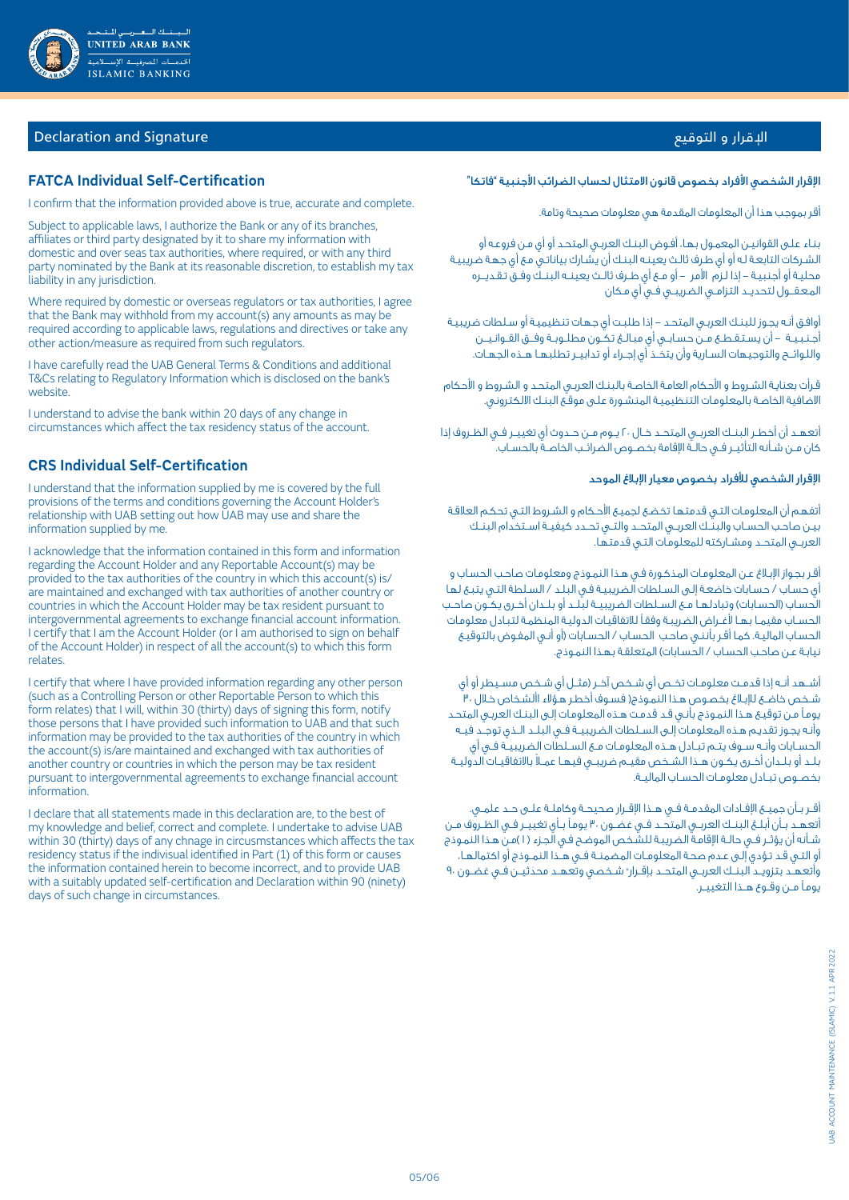## Declaration and Signature

## الإقرار و التوقيع

### FATCA Individual Self-Certification

I confirm that the information provided above is true, accurate and complete.

Subject to applicable laws, I authorize the Bank or any of its branches, affiliates or third party designated by it to share my information with domestic and over seas tax authorities, where required, or with any third party nominated by the Bank at its reasonable discretion, to establish my tax liability in any jurisdiction.

Where required by domestic or overseas regulators or tax authorities, I agree that the Bank may withhold from my account(s) any amounts as may be required according to applicable laws, regulations and directives or take any other action/measure as required from such regulators.

I have carefully read the UAB General Terms & Conditions and additional T&Cs relating to Regulatory Information which is disclosed on the bank's website.

I understand to advise the bank within 20 days of any change in circumstances which affect the tax residency status of the account.

### CRS Individual Self-Certification

I understand that the information supplied by me is covered by the full provisions of the terms and conditions governing the Account Holder's relationship with UAB setting out how UAB may use and share the information supplied by me.

I acknowledge that the information contained in this form and information regarding the Account Holder and any Reportable Account(s) may be provided to the tax authorities of the country in which this account(s) is/are maintained and exchanged with tax authorities of another country or countries in which the Account Holder may be tax resident pursuant to intergovernmental agreements to exchange financial account information. I certify that I am the Account Holder (or I am authorised to sign on behalf of the Account Holder) in respect of all the account(s) to which this form relates.

I certify that where I have provided information regarding any other person (such as a Controlling Person or other Reportable Person to which this form relates) that I will, within 30 (thirty) days of signing this form, notify those persons that I have provided such information to UAB and that such information may be provided to the tax authorities of the country in which the account(s) is/are maintained and exchanged with tax authorities of another country or countries in which the person may be tax resident pursuant to intergovernmental agreements to exchange financial account information.

I declare that all statements made in this declaration are, to the best of my knowledge and belief, correct and complete. I undertake to advise UAB within 30 (thirty) days of any chnage in circumstances which affects the tax residency status if the indivisual identified in Part (1) of this form or causes the information contained herein to become incorrect, and to provide UAB with a suitably updated self-certification and Declaration within 90 (ninety) days of such change in circumstances.

### الإقرار الشخصي الأفراد بخصوص قانون الامتثال لحساب الضرائب الأجنبية "فاتكا"

أقر بموجب هذا أن المعلومات المقدمة هي معلومات صحيحة وتامة.

بناء على القوانين المعمول بها، أفوض البنك العربي المتحد أو أي من فروعه أو الشركات التابعة له أو أي طرف ثالث يعينه البنك أن يشارك بياناتي مع أي جهة ضريبية محلية أو أجنبية – إذا لزم الأمر – أو مع أي طرف ثالث يعينه البنك وفق تقديره المعقول لتحديد التزامي الضريبي في أي مكان

أوافق أنه يجوز للبنك العربي المتحد – إذا طلبت أي جهات تنظيمية أو سلطات ضريبية أجنبية – أن يستقطع من حسابي أي مبالغ تكون مطلوبة وفق القوانين واللوائح والتوجيهات السارية وأن يتخذ أي إجراء أو تدابير تطلبها هذه الجهات.

قرأت بعناية الشروط و الأحكام العامة الخاصة بالبنك العربي المتحد و الشروط و الأحكام الاضافية الخاصة بالمعلومات التنظيمية المنشورة على موقع البنك الالكتروني.

أتعهد أن أخطر البنك العربي المتحد خلال ٢٠ يوم من حدوث أي تغيير في الظروف إذا كان من شأنه التأثير في حالة الإقامة بخصوص الضرائب الخاصة بالحساب.

### الإقرار الشخصي للأفراد بخصوص معيار الإبلاغ الموحد

أتفهم أن المعلومات التي قدمتها تخضع لجميع الأحكام و الشروط التي تحكم العلاقة بين صاحب الحساب والبنك العربي المتحد والتي تحدد كيفية استخدام البنك العربي المتحد ومشاركته للمعلومات التي قدمتها.

أقر بجواز الإبلاغ عن المعلومات المذكورة في هذا النموذج ومعلومات صاحب الحساب و أي حساب / حسابات خاضعة إلى السلطات الضريبية في البلد / السلطة التي يتبع لها الحساب (الحسابات) وتبادلها مع السلطات الضريبية لبلد أو بلدان أخرى يكون صاحب الحساب مقيما بها لأغراض الضريبة وفقاً للاتفاقيات الدولية المنظمة لتبادل معلومات الحساب المالية. كما أقر بأنني صاحب الحساب / الحسابات (أو أنني المفوض بالتوقيع نيابة عن صاحب الحساب / الحسابات) المتعلقة بهذا النموذج.

أشهد أنه إذا قدمت معلومات تخص أي شخص آخر (مثل أي شخص مسيطر أو أي شخص خاضع للإبلاغ بخصوص هذا النموذج( فسوف أخطر هؤلاء الأشخاص خلال ٣٠ يوماً من توقيع هذا النموذج بأني قد قدمت هذه المعلومات إلى البنك العربي المتحد وأنه يجوز تقديم هذه المعلومات إلى السلطات الضريبية في البلد الذي توجد فيه الحسابات وأنه سوف يتم تبادل هذه المعلومات مع السلطات الضريبية في أي بلد أو بلدان أخرى يكون هذا الشخص مقيم ضريبي فيها عملاً بالاتفاقيات الدولية بخصوص تبادل معلومات الحساب المالية.

أقر بأن جميع الإفادات المقدمة في هذا الإقرار صحيحة وكاملة على حد علمي. أتعهد بأن أبلغ البنك العربي المتحد في غضون ٣٠ يوماً بأي تغيير في الظروف من شأنه أن يؤثر في حالة الإقامة الضريبية للشخص الموضح في الجزء (١) من هذا النموذج أو التي قد تؤدي إلى عدم صحة المعلومات المضمنة في هذا النموذج أو اكتمالها، وأتعهد بتزويد البنك العربي المتحد بإقرار شخصي وتعهد محدثين في غضون ٩٠ يوماً من وقوع هذا التغيير.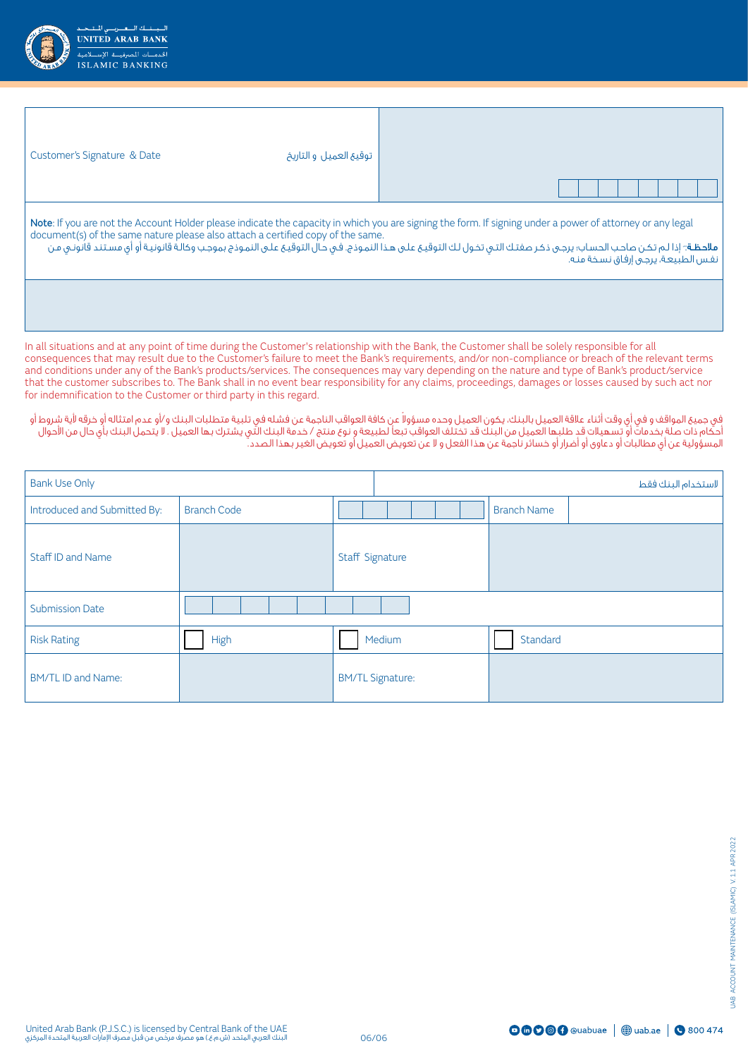| | | |
|---|---|---|
| Customer's Signature & Date | توقيع العميل و التاريخ | |

**Note**: If you are not the Account Holder please indicate the capacity in which you are signing the form. If signing under a power of attorney or any legal document(s) of the same nature please also attach a certified copy of the same.

**ملاحظة**: إذا لم تكن صاحب الحساب؛ يرجى ذكر صفتك التي تخول لك التوقيع على هذا النموذج. في حال التوقيع على النموذج بموجب وكالة قانونية أو أي مستند قانوني من نفس الطبيعة، يرجى إرفاق نسخة منه.

In all situations and at any point of time during the Customer's relationship with the Bank, the Customer shall be solely responsible for all consequences that may result due to the Customer's failure to meet the Bank's requirements, and/or non-compliance or breach of the relevant terms and conditions under any of the Bank's products/services. The consequences may vary depending on the nature and type of Bank's product/service that the customer subscribes to. The Bank shall in no event bear responsibility for any claims, proceedings, damages or losses caused by such act nor for indemnification to the Customer or third party in this regard.

في جميع المواقف و في أي وقت أثناء علاقة العميل بالبنك، يكون العميل وحده مسؤولاً عن كافة العواقب الناجمة عن فشله في تلبية متطلبات البنك و/أو عدم امتثاله أو خرقه لأية شروط أو أحكام ذات صلة بخدمات أو تسهيلات قد طلبها العميل من البنك قد تختلف العواقب تبعاً لطبيعة و نوع منتج / خدمة البنك التي يشترك بها العميل . لا يتحمل البنك بأي حال من الأحوال المسؤولية عن أي مطالبات أو دعاوى أو أضرار أو خسائر ناجمة عن هذا الفعل و لا عن تعويض العميل أو تعويض الغير بهذا الصدد.

| Bank Use Only | | | لاستخدام البنك فقط | |
|---|---|---|---|---|
| Introduced and Submitted By: | Branch Code | | Branch Name | |
| Staff ID and Name | | Staff Signature | | |
| Submission Date | | | | |
| Risk Rating | ☐ High | ☐ Medium | ☐ Standard | |
| BM/TL ID and Name: | | BM/TL Signature: | | |

United Arab Bank (P.J.S.C.) is licensed by Central Bank of the UAE
البنك العربي المتحد (ش.م.ع.) هو مصرف مرخص من قبل مصرف الإمارات العربية المتحدة المركزي

@uabuae | uab.ae | 800 474

UAB ACCOUNT MAINTENANCE (ISLAMIC) V. 1.1 APR 2022